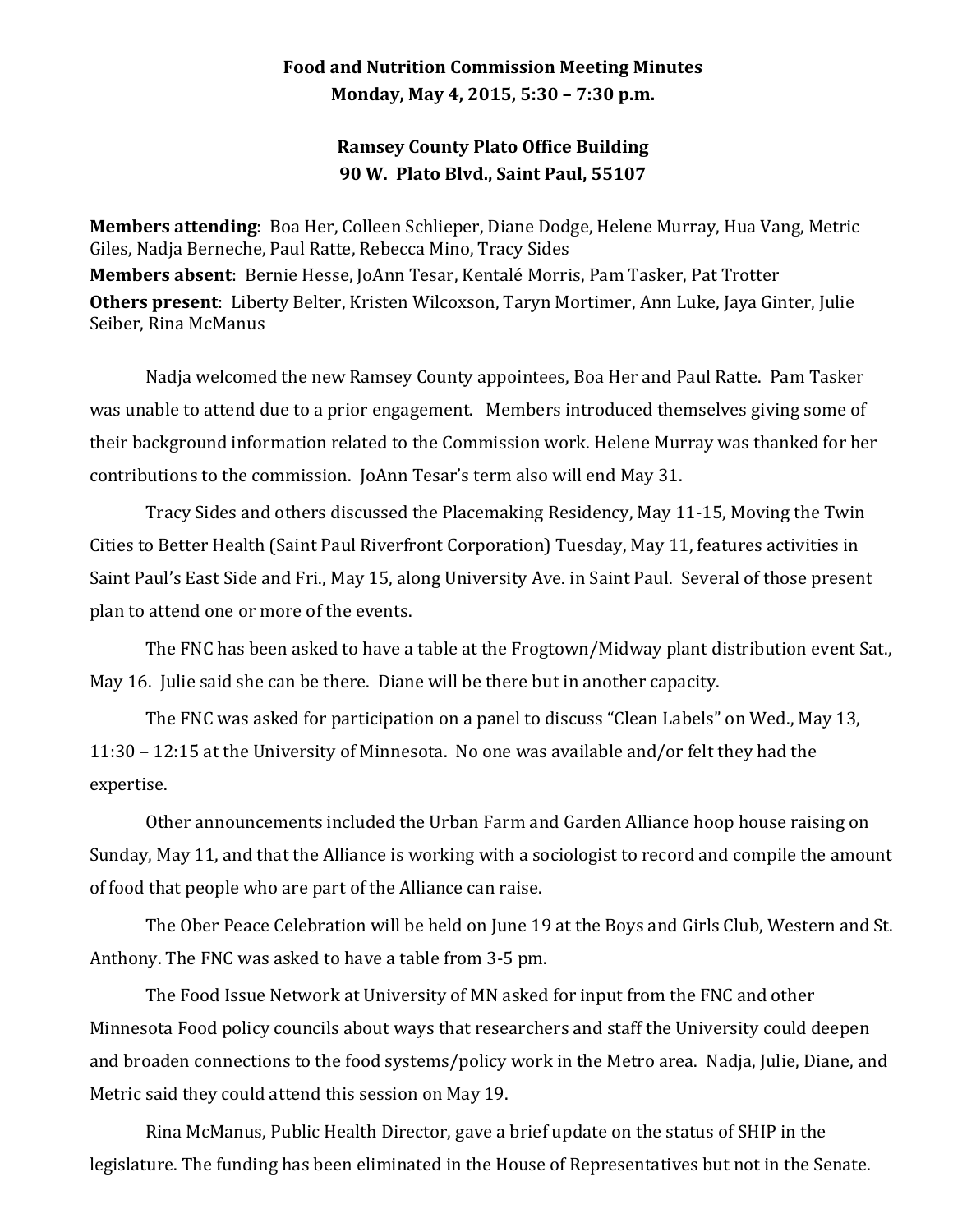**Food and Nutrition Commission Meeting Minutes**
**Monday, May 4, 2015, 5:30 – 7:30 p.m.**

**Ramsey County Plato Office Building**
**90 W. Plato Blvd., Saint Paul, 55107**

**Members attending**: Boa Her, Colleen Schlieper, Diane Dodge, Helene Murray, Hua Vang, Metric Giles, Nadja Berneche, Paul Ratte, Rebecca Mino, Tracy Sides
**Members absent**: Bernie Hesse, JoAnn Tesar, Kentalé Morris, Pam Tasker, Pat Trotter
**Others present**: Liberty Belter, Kristen Wilcoxson, Taryn Mortimer, Ann Luke, Jaya Ginter, Julie Seiber, Rina McManus

Nadja welcomed the new Ramsey County appointees, Boa Her and Paul Ratte. Pam Tasker was unable to attend due to a prior engagement. Members introduced themselves giving some of their background information related to the Commission work. Helene Murray was thanked for her contributions to the commission. JoAnn Tesar's term also will end May 31.

Tracy Sides and others discussed the Placemaking Residency, May 11-15, Moving the Twin Cities to Better Health (Saint Paul Riverfront Corporation) Tuesday, May 11, features activities in Saint Paul's East Side and Fri., May 15, along University Ave. in Saint Paul. Several of those present plan to attend one or more of the events.

The FNC has been asked to have a table at the Frogtown/Midway plant distribution event Sat., May 16. Julie said she can be there. Diane will be there but in another capacity.

The FNC was asked for participation on a panel to discuss "Clean Labels" on Wed., May 13, 11:30 – 12:15 at the University of Minnesota. No one was available and/or felt they had the expertise.

Other announcements included the Urban Farm and Garden Alliance hoop house raising on Sunday, May 11, and that the Alliance is working with a sociologist to record and compile the amount of food that people who are part of the Alliance can raise.

The Ober Peace Celebration will be held on June 19 at the Boys and Girls Club, Western and St. Anthony. The FNC was asked to have a table from 3-5 pm.

The Food Issue Network at University of MN asked for input from the FNC and other Minnesota Food policy councils about ways that researchers and staff the University could deepen and broaden connections to the food systems/policy work in the Metro area. Nadja, Julie, Diane, and Metric said they could attend this session on May 19.

Rina McManus, Public Health Director, gave a brief update on the status of SHIP in the legislature. The funding has been eliminated in the House of Representatives but not in the Senate.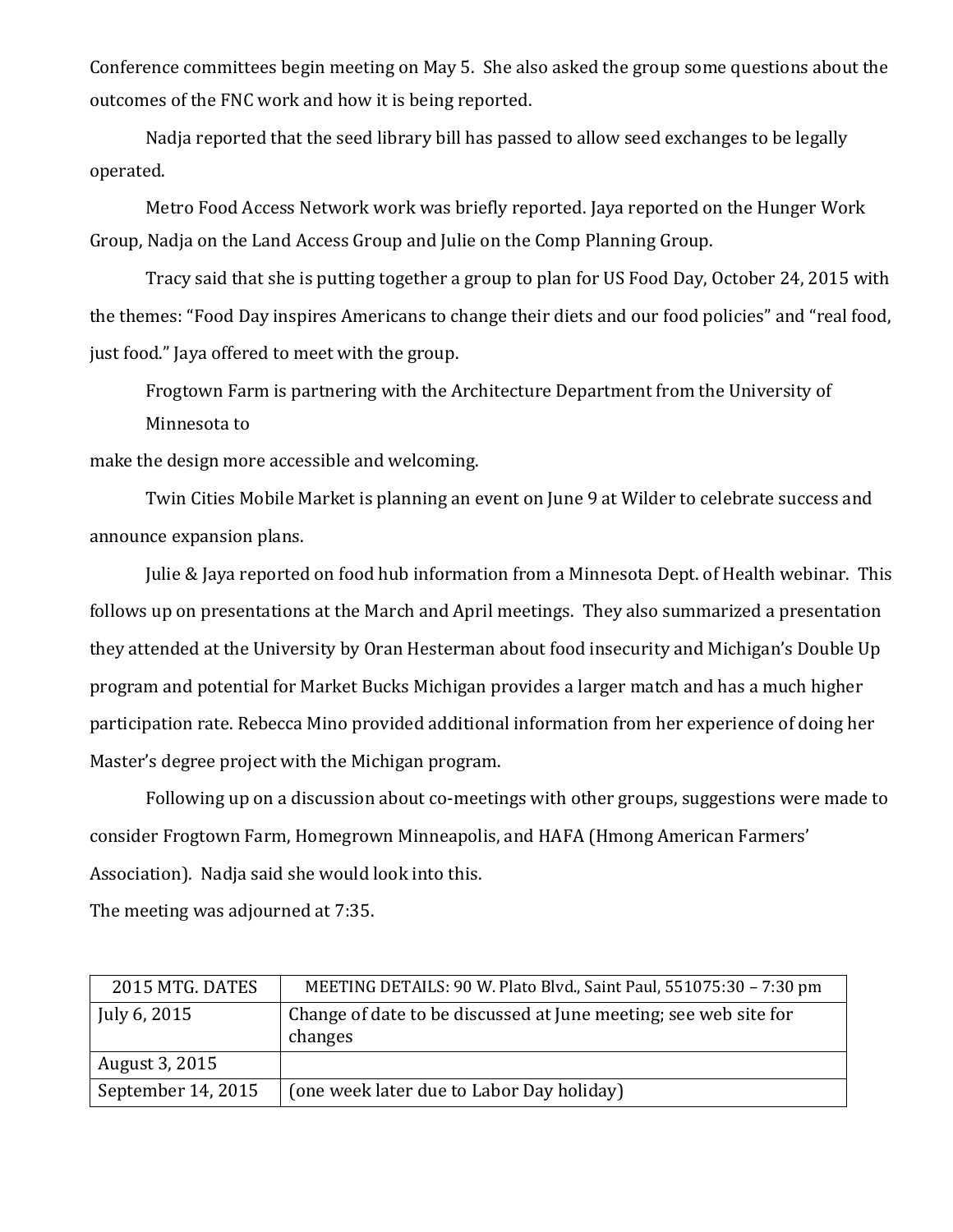Conference committees begin meeting on May 5. She also asked the group some questions about the outcomes of the FNC work and how it is being reported.

Nadja reported that the seed library bill has passed to allow seed exchanges to be legally operated.

Metro Food Access Network work was briefly reported. Jaya reported on the Hunger Work Group, Nadja on the Land Access Group and Julie on the Comp Planning Group.

Tracy said that she is putting together a group to plan for US Food Day, October 24, 2015 with the themes: "Food Day inspires Americans to change their diets and our food policies" and "real food, just food." Jaya offered to meet with the group.

Frogtown Farm is partnering with the Architecture Department from the University of Minnesota to make the design more accessible and welcoming.

Twin Cities Mobile Market is planning an event on June 9 at Wilder to celebrate success and announce expansion plans.

Julie & Jaya reported on food hub information from a Minnesota Dept. of Health webinar. This follows up on presentations at the March and April meetings. They also summarized a presentation they attended at the University by Oran Hesterman about food insecurity and Michigan's Double Up program and potential for Market Bucks Michigan provides a larger match and has a much higher participation rate. Rebecca Mino provided additional information from her experience of doing her Master's degree project with the Michigan program.

Following up on a discussion about co-meetings with other groups, suggestions were made to consider Frogtown Farm, Homegrown Minneapolis, and HAFA (Hmong American Farmers' Association). Nadja said she would look into this.

The meeting was adjourned at 7:35.

| 2015 MTG. DATES | MEETING DETAILS: 90 W. Plato Blvd., Saint Paul, 551075:30 – 7:30 pm |
|---|---|
| July 6, 2015 | Change of date to be discussed at June meeting; see web site for changes |
| August 3, 2015 | |
| September 14, 2015 | (one week later due to Labor Day holiday) |